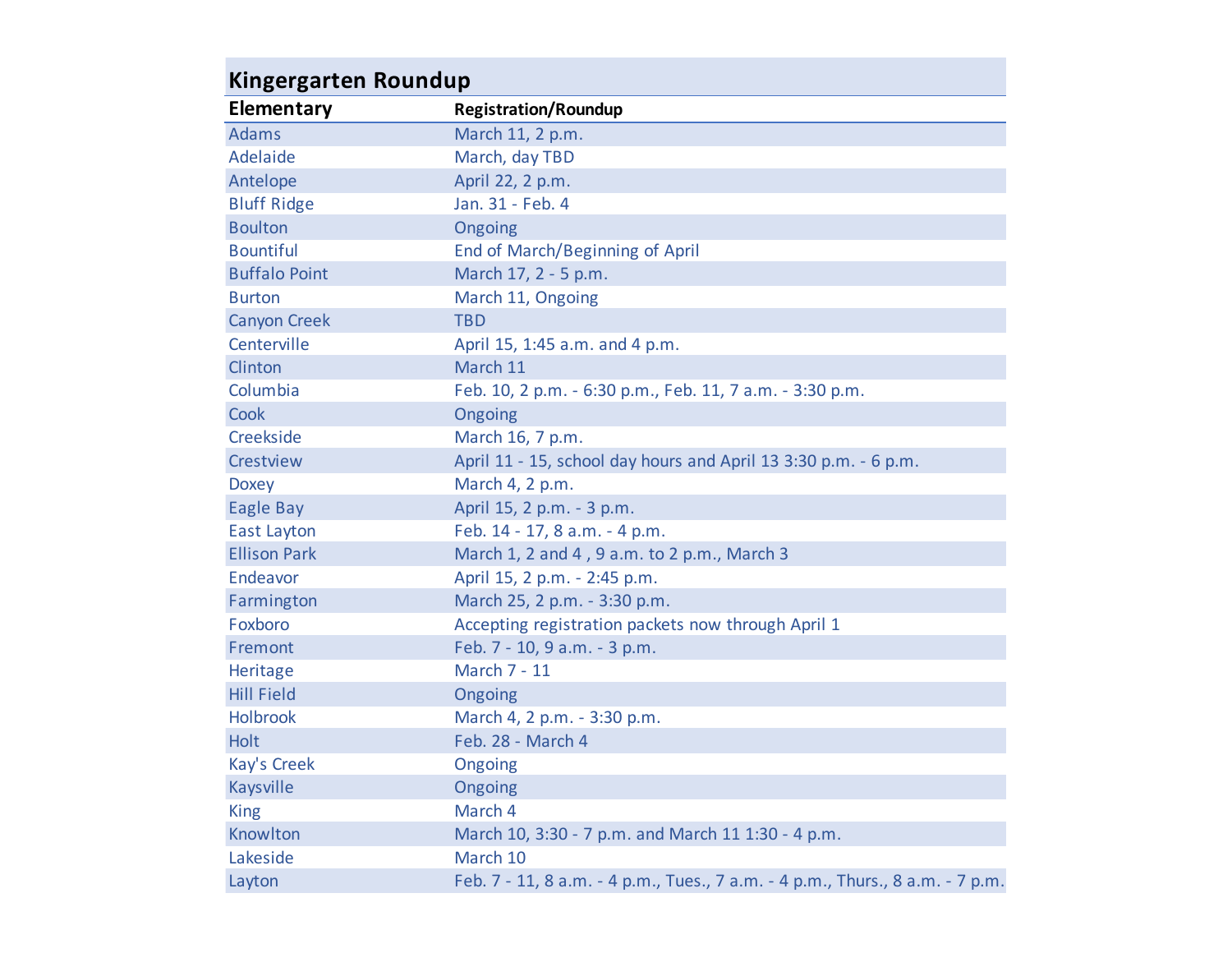# Kingergarten Roundup

| Elementary | Registration/Roundup |
|---|---|
| Adams | March 11, 2 p.m. |
| Adelaide | March, day TBD |
| Antelope | April 22, 2 p.m. |
| Bluff Ridge | Jan. 31 - Feb. 4 |
| Boulton | Ongoing |
| Bountiful | End of March/Beginning of April |
| Buffalo Point | March 17, 2 - 5 p.m. |
| Burton | March 11, Ongoing |
| Canyon Creek | TBD |
| Centerville | April 15, 1:45 a.m. and 4 p.m. |
| Clinton | March 11 |
| Columbia | Feb. 10, 2 p.m. - 6:30 p.m., Feb. 11, 7 a.m. - 3:30 p.m. |
| Cook | Ongoing |
| Creekside | March 16, 7 p.m. |
| Crestview | April 11 - 15, school day hours and April 13 3:30 p.m. - 6 p.m. |
| Doxey | March 4, 2 p.m. |
| Eagle Bay | April 15, 2 p.m. - 3 p.m. |
| East Layton | Feb. 14 - 17, 8 a.m. - 4 p.m. |
| Ellison Park | March 1, 2 and 4 , 9 a.m. to 2 p.m., March 3 |
| Endeavor | April 15, 2 p.m. - 2:45 p.m. |
| Farmington | March 25, 2 p.m. - 3:30 p.m. |
| Foxboro | Accepting registration packets now through April 1 |
| Fremont | Feb. 7 - 10, 9 a.m. - 3 p.m. |
| Heritage | March 7 - 11 |
| Hill Field | Ongoing |
| Holbrook | March 4, 2 p.m. - 3:30 p.m. |
| Holt | Feb. 28 - March 4 |
| Kay's Creek | Ongoing |
| Kaysville | Ongoing |
| King | March 4 |
| Knowlton | March 10, 3:30 - 7 p.m. and March 11 1:30 - 4 p.m. |
| Lakeside | March 10 |
| Layton | Feb. 7 - 11, 8 a.m. - 4 p.m., Tues., 7 a.m. - 4 p.m., Thurs., 8 a.m. - 7 p.m. |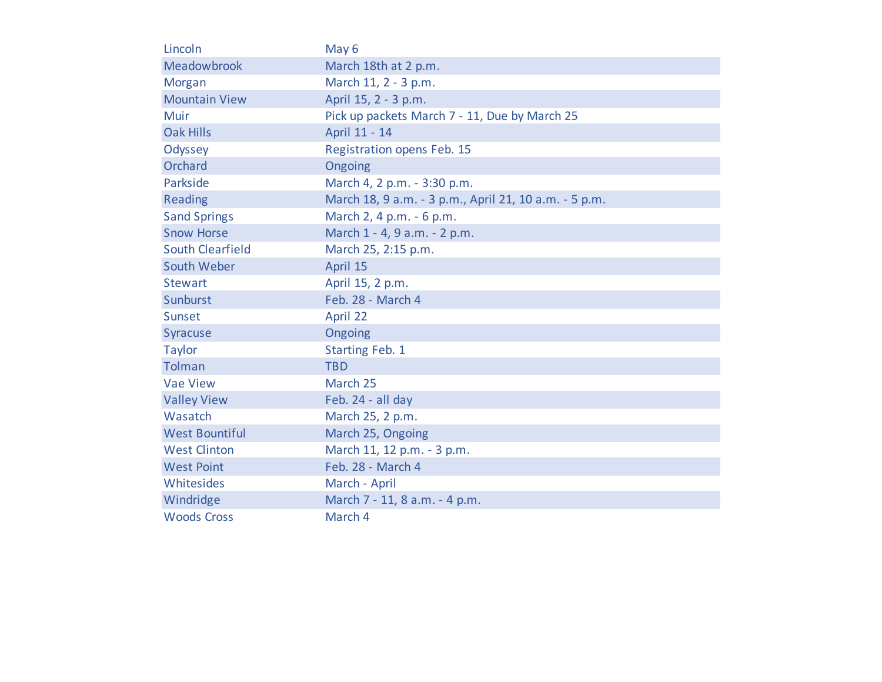| | |
|---|---|
| Lincoln | May 6 |
| Meadowbrook | March 18th at 2 p.m. |
| Morgan | March 11, 2 - 3 p.m. |
| Mountain View | April 15, 2 - 3 p.m. |
| Muir | Pick up packets March 7 - 11, Due by March 25 |
| Oak Hills | April 11 - 14 |
| Odyssey | Registration opens Feb. 15 |
| Orchard | Ongoing |
| Parkside | March 4, 2 p.m. - 3:30 p.m. |
| Reading | March 18, 9 a.m. - 3 p.m., April 21, 10 a.m. - 5 p.m. |
| Sand Springs | March 2, 4 p.m. - 6 p.m. |
| Snow Horse | March 1 - 4, 9 a.m. - 2 p.m. |
| South Clearfield | March 25, 2:15 p.m. |
| South Weber | April 15 |
| Stewart | April 15, 2 p.m. |
| Sunburst | Feb. 28 - March 4 |
| Sunset | April 22 |
| Syracuse | Ongoing |
| Taylor | Starting Feb. 1 |
| Tolman | TBD |
| Vae View | March 25 |
| Valley View | Feb. 24 - all day |
| Wasatch | March 25, 2 p.m. |
| West Bountiful | March 25, Ongoing |
| West Clinton | March 11, 12 p.m. - 3 p.m. |
| West Point | Feb. 28 - March 4 |
| Whitesides | March - April |
| Windridge | March 7 - 11, 8 a.m. - 4 p.m. |
| Woods Cross | March 4 |